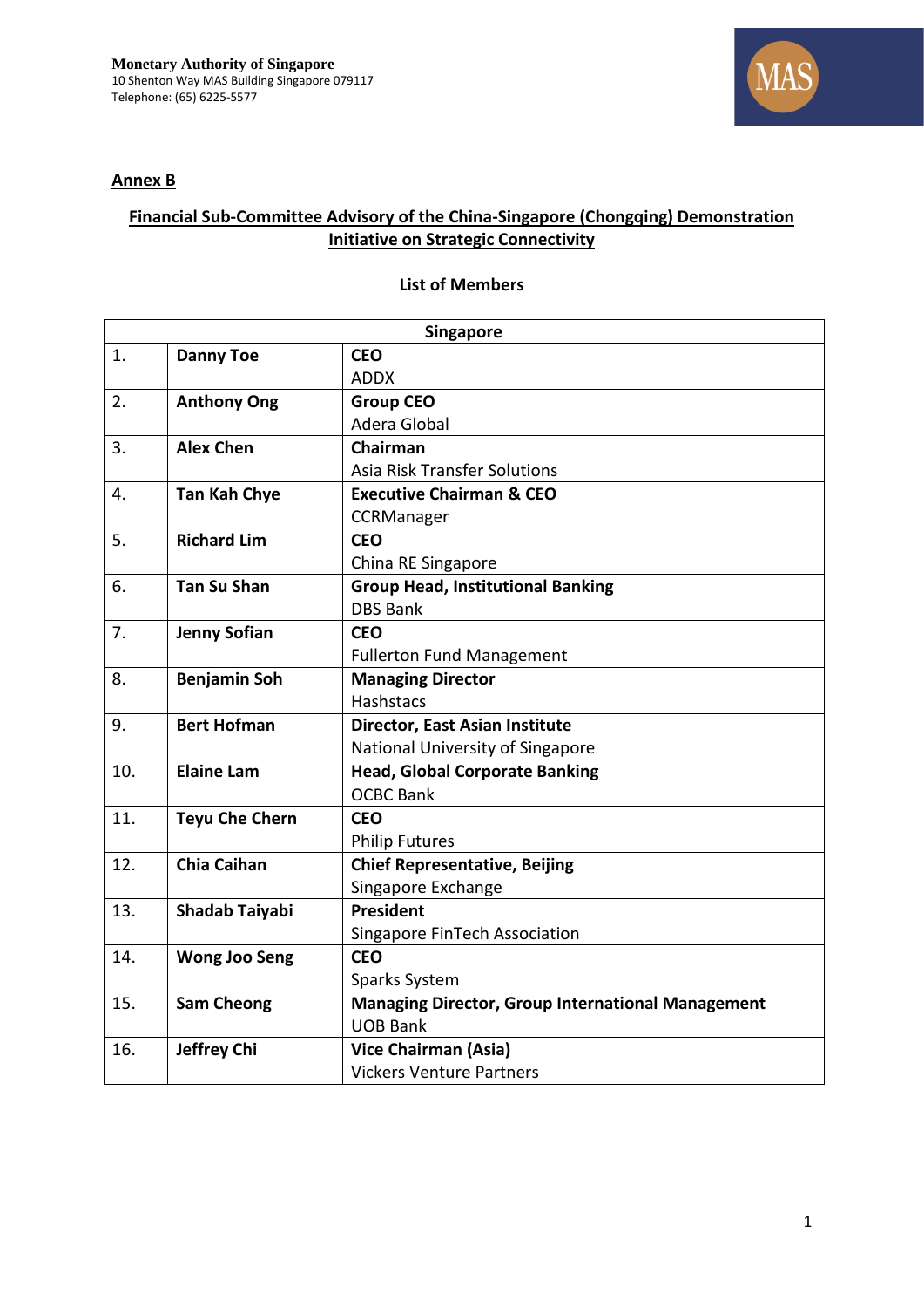**Monetary Authority of Singapore**
10 Shenton Way MAS Building Singapore 079117
Telephone: (65) 6225-5577

**Annex B**

**Financial Sub-Committee Advisory of the China-Singapore (Chongqing) Demonstration Initiative on Strategic Connectivity**

**List of Members**

| Singapore | | |
|---|---|---|
| 1. | **Danny Toe** | **CEO**<br>ADDX |
| 2. | **Anthony Ong** | **Group CEO**<br>Adera Global |
| 3. | **Alex Chen** | **Chairman**<br>Asia Risk Transfer Solutions |
| 4. | **Tan Kah Chye** | **Executive Chairman & CEO**<br>CCRManager |
| 5. | **Richard Lim** | **CEO**<br>China RE Singapore |
| 6. | **Tan Su Shan** | **Group Head, Institutional Banking**<br>DBS Bank |
| 7. | **Jenny Sofian** | **CEO**<br>Fullerton Fund Management |
| 8. | **Benjamin Soh** | **Managing Director**<br>Hashstacs |
| 9. | **Bert Hofman** | **Director, East Asian Institute**<br>National University of Singapore |
| 10. | **Elaine Lam** | **Head, Global Corporate Banking**<br>OCBC Bank |
| 11. | **Teyu Che Chern** | **CEO**<br>Philip Futures |
| 12. | **Chia Caihan** | **Chief Representative, Beijing**<br>Singapore Exchange |
| 13. | **Shadab Taiyabi** | **President**<br>Singapore FinTech Association |
| 14. | **Wong Joo Seng** | **CEO**<br>Sparks System |
| 15. | **Sam Cheong** | **Managing Director, Group International Management**<br>UOB Bank |
| 16. | **Jeffrey Chi** | **Vice Chairman (Asia)**<br>Vickers Venture Partners |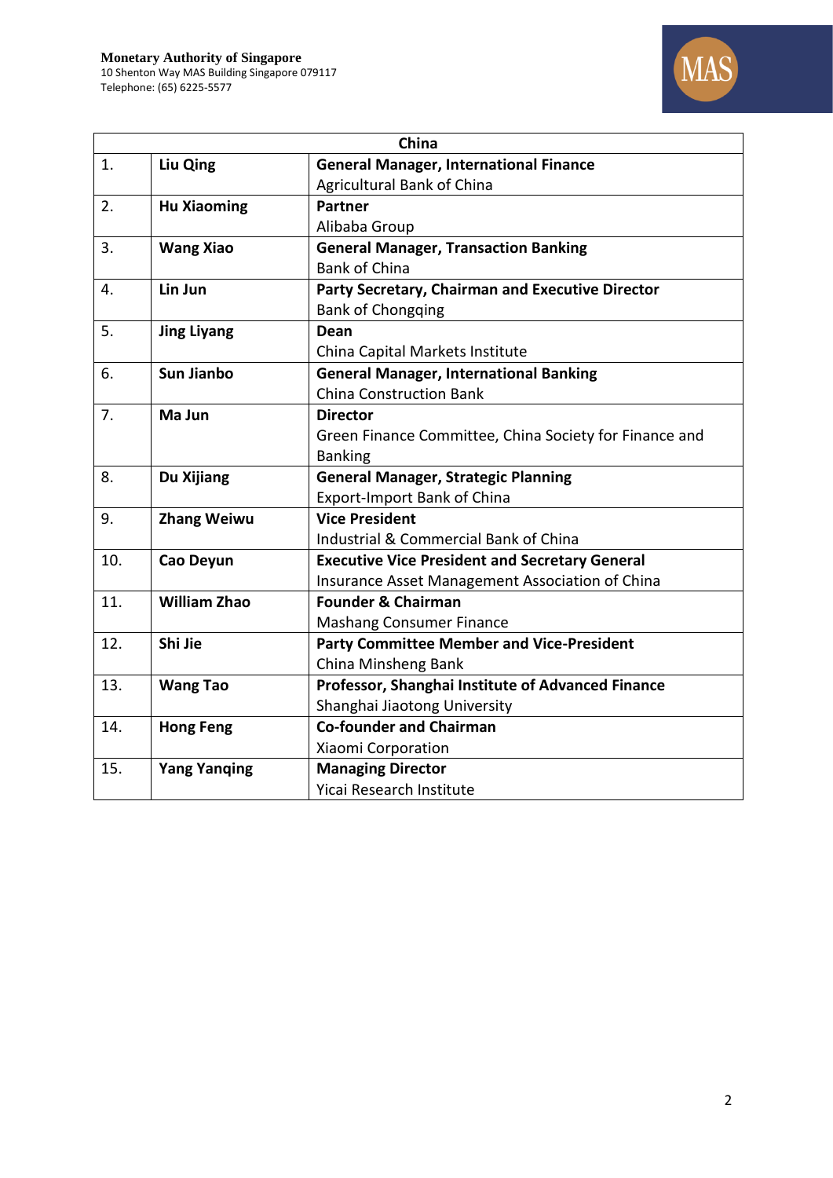**Monetary Authority of Singapore**
10 Shenton Way MAS Building Singapore 079117
Telephone: (65) 6225-5577

| China | | |
|---|---|---|
| 1. | **Liu Qing** | **General Manager, International Finance**<br>Agricultural Bank of China |
| 2. | **Hu Xiaoming** | **Partner**<br>Alibaba Group |
| 3. | **Wang Xiao** | **General Manager, Transaction Banking**<br>Bank of China |
| 4. | **Lin Jun** | **Party Secretary, Chairman and Executive Director**<br>Bank of Chongqing |
| 5. | **Jing Liyang** | **Dean**<br>China Capital Markets Institute |
| 6. | **Sun Jianbo** | **General Manager, International Banking**<br>China Construction Bank |
| 7. | **Ma Jun** | **Director**<br>Green Finance Committee, China Society for Finance and Banking |
| 8. | **Du Xijiang** | **General Manager, Strategic Planning**<br>Export-Import Bank of China |
| 9. | **Zhang Weiwu** | **Vice President**<br>Industrial & Commercial Bank of China |
| 10. | **Cao Deyun** | **Executive Vice President and Secretary General**<br>Insurance Asset Management Association of China |
| 11. | **William Zhao** | **Founder & Chairman**<br>Mashang Consumer Finance |
| 12. | **Shi Jie** | **Party Committee Member and Vice-President**<br>China Minsheng Bank |
| 13. | **Wang Tao** | **Professor, Shanghai Institute of Advanced Finance**<br>Shanghai Jiaotong University |
| 14. | **Hong Feng** | **Co-founder and Chairman**<br>Xiaomi Corporation |
| 15. | **Yang Yanqing** | **Managing Director**<br>Yicai Research Institute |